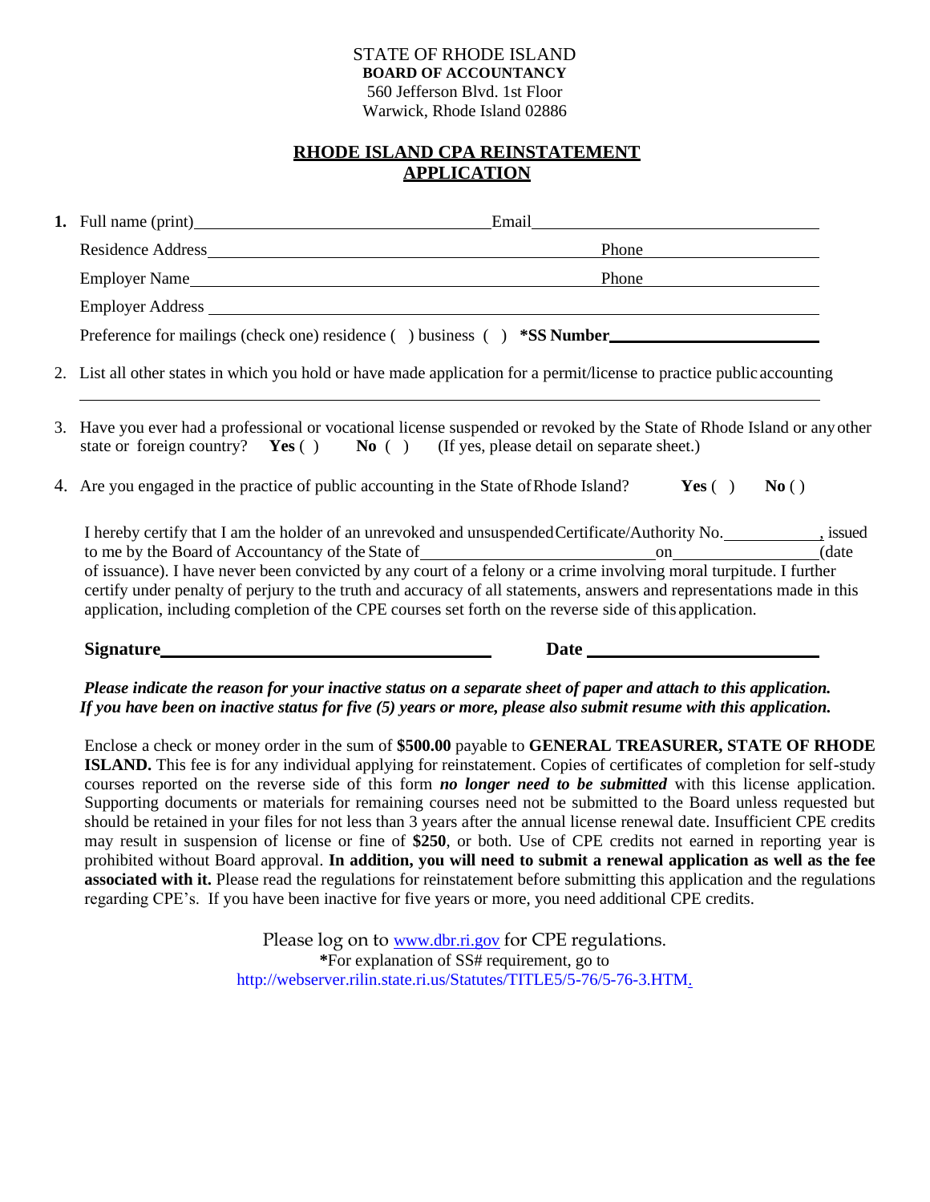STATE OF RHODE ISLAND
**BOARD OF ACCOUNTANCY**
560 Jefferson Blvd. 1st Floor
Warwick, Rhode Island 02886

# RHODE ISLAND CPA REINSTATEMENT APPLICATION

**1.** Full name (print)_______________________ Email_______________________

Residence Address_______________________ Phone_______________

Employer Name_______________________ Phone_______________

Employer Address_______________________

Preference for mailings (check one) residence ( ) business ( ) **\*SS Number**_______________

2. List all other states in which you hold or have made application for a permit/license to practice public accounting

_______________________________________________

3. Have you ever had a professional or vocational license suspended or revoked by the State of Rhode Island or any other state or foreign country? **Yes** ( ) **No** ( ) (If yes, please detail on separate sheet.)

4. Are you engaged in the practice of public accounting in the State of Rhode Island? **Yes** ( ) **No** ( )

I hereby certify that I am the holder of an unrevoked and unsuspended Certificate/Authority No.__________, issued to me by the Board of Accountancy of the State of_______________ on_______________(date of issuance). I have never been convicted by any court of a felony or a crime involving moral turpitude. I further certify under penalty of perjury to the truth and accuracy of all statements, answers and representations made in this application, including completion of the CPE courses set forth on the reverse side of this application.

**Signature**_______________________ **Date**_______________

***Please indicate the reason for your inactive status on a separate sheet of paper and attach to this application. If you have been on inactive status for five (5) years or more, please also submit resume with this application.***

Enclose a check or money order in the sum of **$500.00** payable to **GENERAL TREASURER, STATE OF RHODE ISLAND.** This fee is for any individual applying for reinstatement. Copies of certificates of completion for self-study courses reported on the reverse side of this form ***no longer need to be submitted*** with this license application. Supporting documents or materials for remaining courses need not be submitted to the Board unless requested but should be retained in your files for not less than 3 years after the annual license renewal date. Insufficient CPE credits may result in suspension of license or fine of **$250**, or both. Use of CPE credits not earned in reporting year is prohibited without Board approval. **In addition, you will need to submit a renewal application as well as the fee associated with it.** Please read the regulations for reinstatement before submitting this application and the regulations regarding CPE's. If you have been inactive for five years or more, you need additional CPE credits.

Please log on to www.dbr.ri.gov for CPE regulations.
**\***For explanation of SS# requirement, go to
http://webserver.rilin.state.ri.us/Statutes/TITLE5/5-76/5-76-3.HTM.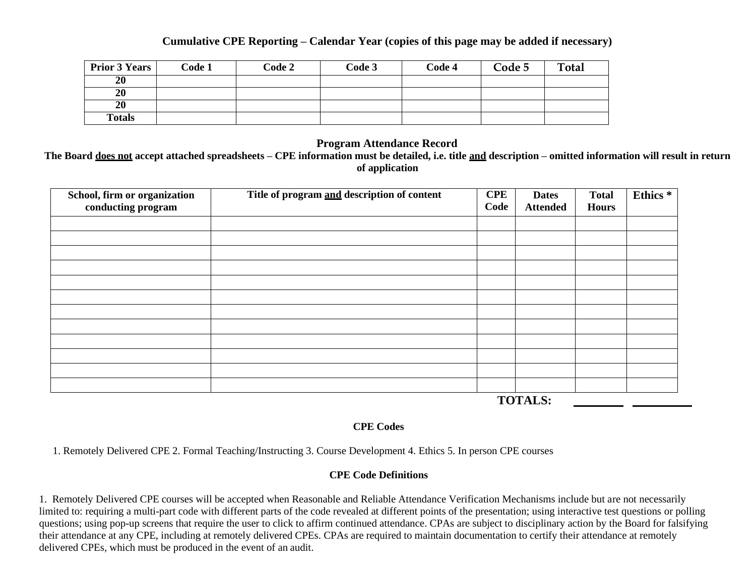### Cumulative CPE Reporting – Calendar Year (copies of this page may be added if necessary)

| Prior 3 Years | Code 1 | Code 2 | Code 3 | Code 4 | Code 5 | Total |
|---|---|---|---|---|---|---|
| 20 | | | | | | |
| 20 | | | | | | |
| 20 | | | | | | |
| Totals | | | | | | |

### Program Attendance Record

**The Board <u>does not</u> accept attached spreadsheets – CPE information must be detailed, i.e. title <u>and</u> description – omitted information will result in return of application**

| School, firm or organization conducting program | Title of program <u>and</u> description of content | CPE Code | Dates Attended | Total Hours | Ethics * |
|---|---|---|---|---|---|
| | | | | | |
| | | | | | |
| | | | | | |
| | | | | | |
| | | | | | |
| | | | | | |
| | | | | | |
| | | | | | |
| | | | | | |
| | | | | | |
| | | | | | |
| | | | | | |
| | | | **TOTALS:** | ________ | ________ |

### CPE Codes

1. Remotely Delivered CPE 2. Formal Teaching/Instructing 3. Course Development 4. Ethics 5. In person CPE courses

### CPE Code Definitions

1. Remotely Delivered CPE courses will be accepted when Reasonable and Reliable Attendance Verification Mechanisms include but are not necessarily limited to: requiring a multi-part code with different parts of the code revealed at different points of the presentation; using interactive test questions or polling questions; using pop-up screens that require the user to click to affirm continued attendance. CPAs are subject to disciplinary action by the Board for falsifying their attendance at any CPE, including at remotely delivered CPEs. CPAs are required to maintain documentation to certify their attendance at remotely delivered CPEs, which must be produced in the event of an audit.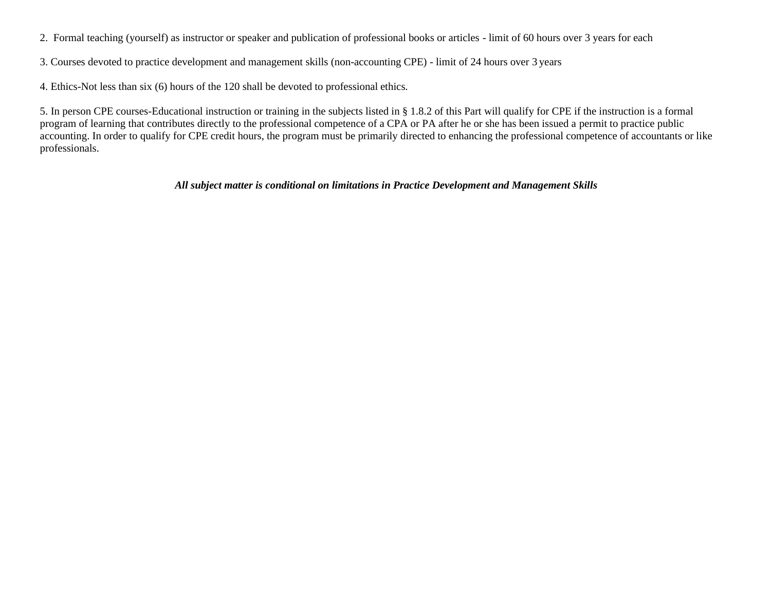2. Formal teaching (yourself) as instructor or speaker and publication of professional books or articles - limit of 60 hours over 3 years for each

3. Courses devoted to practice development and management skills (non-accounting CPE) - limit of 24 hours over 3 years

4. Ethics-Not less than six (6) hours of the 120 shall be devoted to professional ethics.

5. In person CPE courses-Educational instruction or training in the subjects listed in § 1.8.2 of this Part will qualify for CPE if the instruction is a formal program of learning that contributes directly to the professional competence of a CPA or PA after he or she has been issued a permit to practice public accounting. In order to qualify for CPE credit hours, the program must be primarily directed to enhancing the professional competence of accountants or like professionals.

***All subject matter is conditional on limitations in Practice Development and Management Skills***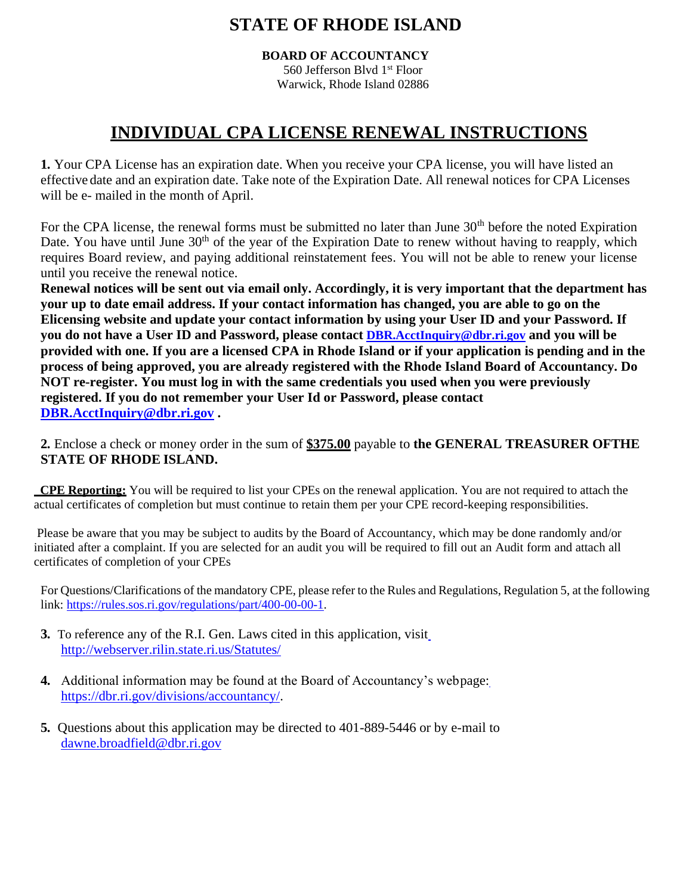# STATE OF RHODE ISLAND

**BOARD OF ACCOUNTANCY**
560 Jefferson Blvd 1st Floor
Warwick, Rhode Island 02886

## INDIVIDUAL CPA LICENSE RENEWAL INSTRUCTIONS

**1.** Your CPA License has an expiration date. When you receive your CPA license, you will have listed an effective date and an expiration date. Take note of the Expiration Date. All renewal notices for CPA Licenses will be e- mailed in the month of April.

For the CPA license, the renewal forms must be submitted no later than June 30th before the noted Expiration Date. You have until June 30th of the year of the Expiration Date to renew without having to reapply, which requires Board review, and paying additional reinstatement fees. You will not be able to renew your license until you receive the renewal notice.
**Renewal notices will be sent out via email only. Accordingly, it is very important that the department has your up to date email address. If your contact information has changed, you are able to go on the Elicensing website and update your contact information by using your User ID and your Password. If you do not have a User ID and Password, please contact DBR.AcctInquiry@dbr.ri.gov and you will be provided with one. If you are a licensed CPA in Rhode Island or if your application is pending and in the process of being approved, you are already registered with the Rhode Island Board of Accountancy. Do NOT re-register. You must log in with the same credentials you used when you were previously registered. If you do not remember your User Id or Password, please contact DBR.AcctInquiry@dbr.ri.gov .**

**2.** Enclose a check or money order in the sum of **$375.00** payable to **the GENERAL TREASURER OFTHE STATE OF RHODE ISLAND.**

**CPE Reporting:** You will be required to list your CPEs on the renewal application. You are not required to attach the actual certificates of completion but must continue to retain them per your CPE record-keeping responsibilities.

Please be aware that you may be subject to audits by the Board of Accountancy, which may be done randomly and/or initiated after a complaint. If you are selected for an audit you will be required to fill out an Audit form and attach all certificates of completion of your CPEs

For Questions/Clarifications of the mandatory CPE, please refer to the Rules and Regulations, Regulation 5, at the following link: https://rules.sos.ri.gov/regulations/part/400-00-00-1.

**3.** To reference any of the R.I. Gen. Laws cited in this application, visit http://webserver.rilin.state.ri.us/Statutes/

**4.** Additional information may be found at the Board of Accountancy's webpage: https://dbr.ri.gov/divisions/accountancy/.

**5.** Questions about this application may be directed to 401-889-5446 or by e-mail to dawne.broadfield@dbr.ri.gov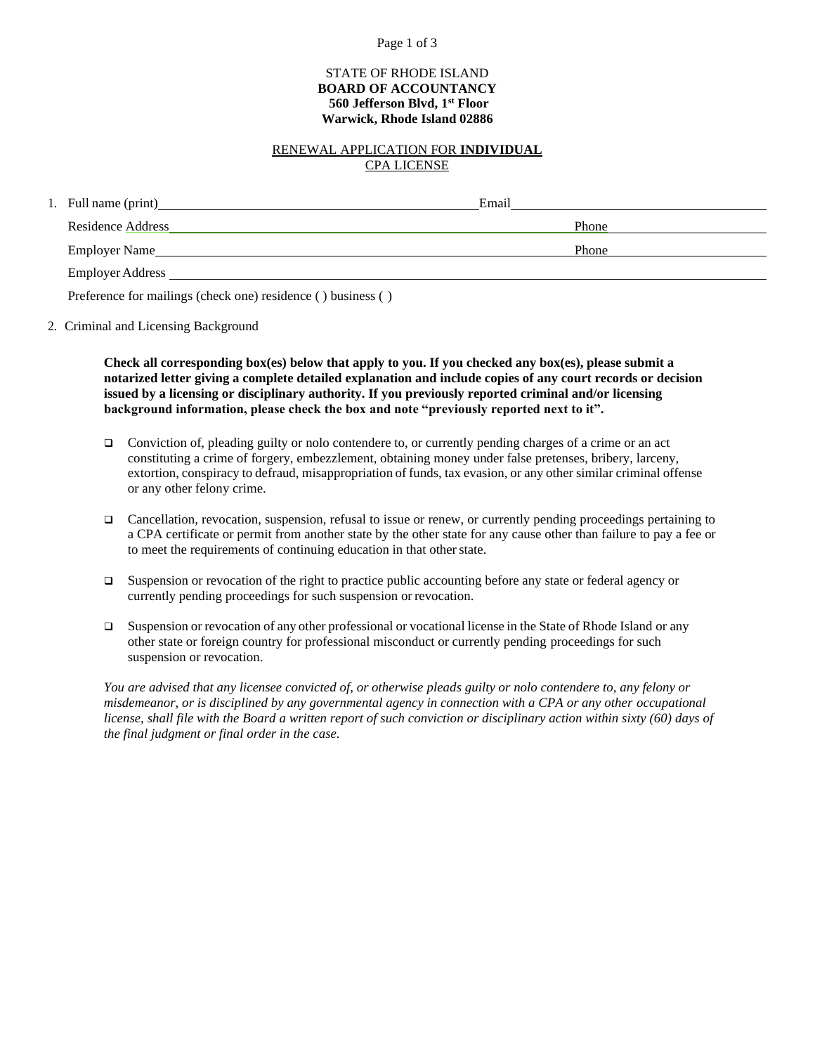STATE OF RHODE ISLAND
**BOARD OF ACCOUNTANCY**
**560 Jefferson Blvd, 1st Floor**
**Warwick, Rhode Island 02886**

RENEWAL APPLICATION FOR **INDIVIDUAL**
CPA LICENSE

1. Full name (print)\_\_\_\_\_\_\_\_\_\_\_\_\_\_\_\_\_\_\_\_ Email\_\_\_\_\_\_\_\_\_\_\_\_\_\_\_\_\_\_\_\_

   Residence Address\_\_\_\_\_\_\_\_\_\_\_\_\_\_\_\_\_\_\_\_ Phone\_\_\_\_\_\_\_\_\_\_\_\_\_\_\_\_\_\_\_\_

   Employer Name\_\_\_\_\_\_\_\_\_\_\_\_\_\_\_\_\_\_\_\_ Phone\_\_\_\_\_\_\_\_\_\_\_\_\_\_\_\_\_\_\_\_

   Employer Address\_\_\_\_\_\_\_\_\_\_\_\_\_\_\_\_\_\_\_\_

   Preference for mailings (check one) residence ( ) business ( )

2. Criminal and Licensing Background

   **Check all corresponding box(es) below that apply to you. If you checked any box(es), please submit a notarized letter giving a complete detailed explanation and include copies of any court records or decision issued by a licensing or disciplinary authority. If you previously reported criminal and/or licensing background information, please check the box and note "previously reported next to it".**

   - ☐ Conviction of, pleading guilty or nolo contendere to, or currently pending charges of a crime or an act constituting a crime of forgery, embezzlement, obtaining money under false pretenses, bribery, larceny, extortion, conspiracy to defraud, misappropriation of funds, tax evasion, or any other similar criminal offense or any other felony crime.

   - ☐ Cancellation, revocation, suspension, refusal to issue or renew, or currently pending proceedings pertaining to a CPA certificate or permit from another state by the other state for any cause other than failure to pay a fee or to meet the requirements of continuing education in that other state.

   - ☐ Suspension or revocation of the right to practice public accounting before any state or federal agency or currently pending proceedings for such suspension or revocation.

   - ☐ Suspension or revocation of any other professional or vocational license in the State of Rhode Island or any other state or foreign country for professional misconduct or currently pending proceedings for such suspension or revocation.

   *You are advised that any licensee convicted of, or otherwise pleads guilty or nolo contendere to, any felony or misdemeanor, or is disciplined by any governmental agency in connection with a CPA or any other occupational license, shall file with the Board a written report of such conviction or disciplinary action within sixty (60) days of the final judgment or final order in the case.*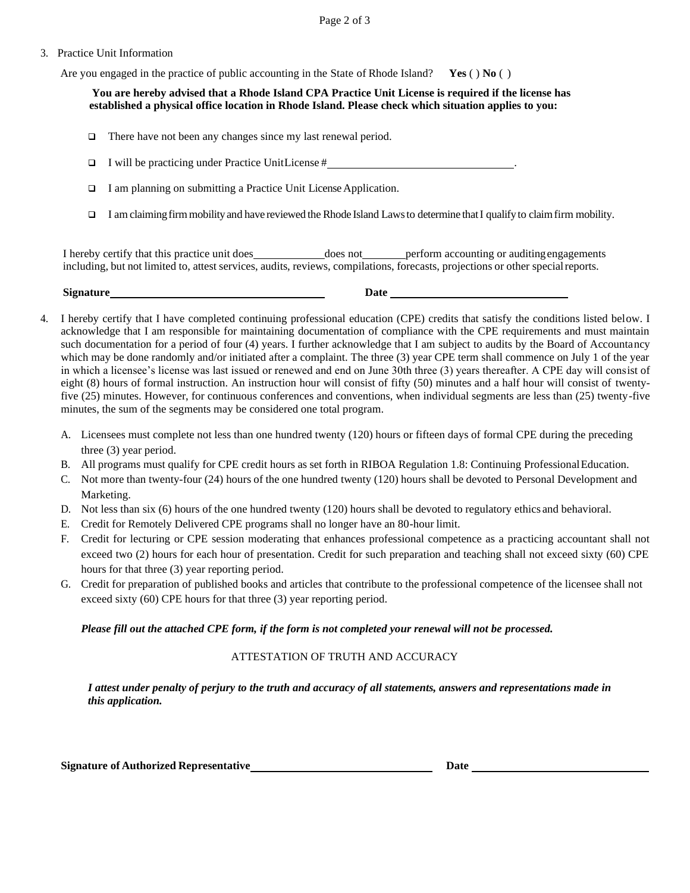3. Practice Unit Information

Are you engaged in the practice of public accounting in the State of Rhode Island? **Yes** ( ) **No** ( )

**You are hereby advised that a Rhode Island CPA Practice Unit License is required if the license has established a physical office location in Rhode Island. Please check which situation applies to you:**

- ❑ There have not been any changes since my last renewal period.
- ❑ I will be practicing under Practice Unit License # \_\_\_\_\_\_\_\_\_\_\_\_\_\_\_\_\_\_\_\_\_\_\_\_\_\_\_\_\_\_\_\_.
- ❑ I am planning on submitting a Practice Unit License Application.
- ❑ I am claiming firm mobility and have reviewed the Rhode Island Laws to determine that I qualify to claim firm mobility.

I hereby certify that this practice unit does \_\_\_\_\_\_\_\_\_\_\_\_ does not \_\_\_\_\_\_\_\_ perform accounting or auditing engagements including, but not limited to, attest services, audits, reviews, compilations, forecasts, projections or other special reports.

**Signature** \_\_\_\_\_\_\_\_\_\_\_\_\_\_\_\_\_\_\_\_\_\_\_\_\_\_\_\_\_\_\_\_\_\_\_\_\_\_ **Date** \_\_\_\_\_\_\_\_\_\_\_\_\_\_\_\_\_\_\_\_\_\_\_\_\_\_\_\_\_\_\_\_

4. I hereby certify that I have completed continuing professional education (CPE) credits that satisfy the conditions listed below. I acknowledge that I am responsible for maintaining documentation of compliance with the CPE requirements and must maintain such documentation for a period of four (4) years. I further acknowledge that I am subject to audits by the Board of Accountancy which may be done randomly and/or initiated after a complaint. The three (3) year CPE term shall commence on July 1 of the year in which a licensee's license was last issued or renewed and end on June 30th three (3) years thereafter. A CPE day will consist of eight (8) hours of formal instruction. An instruction hour will consist of fifty (50) minutes and a half hour will consist of twenty-five (25) minutes. However, for continuous conferences and conventions, when individual segments are less than (25) twenty-five minutes, the sum of the segments may be considered one total program.

   A. Licensees must complete not less than one hundred twenty (120) hours or fifteen days of formal CPE during the preceding three (3) year period.
   B. All programs must qualify for CPE credit hours as set forth in RIBOA Regulation 1.8: Continuing Professional Education.
   C. Not more than twenty-four (24) hours of the one hundred twenty (120) hours shall be devoted to Personal Development and Marketing.
   D. Not less than six (6) hours of the one hundred twenty (120) hours shall be devoted to regulatory ethics and behavioral.
   E. Credit for Remotely Delivered CPE programs shall no longer have an 80-hour limit.
   F. Credit for lecturing or CPE session moderating that enhances professional competence as a practicing accountant shall not exceed two (2) hours for each hour of presentation. Credit for such preparation and teaching shall not exceed sixty (60) CPE hours for that three (3) year reporting period.
   G. Credit for preparation of published books and articles that contribute to the professional competence of the licensee shall not exceed sixty (60) CPE hours for that three (3) year reporting period.

   ***Please fill out the attached CPE form, if the form is not completed your renewal will not be processed.***

ATTESTATION OF TRUTH AND ACCURACY

***I attest under penalty of perjury to the truth and accuracy of all statements, answers and representations made in this application.***

**Signature of Authorized Representative** \_\_\_\_\_\_\_\_\_\_\_\_\_\_\_\_\_\_\_\_\_\_\_\_\_\_\_\_\_\_\_\_ **Date** \_\_\_\_\_\_\_\_\_\_\_\_\_\_\_\_\_\_\_\_\_\_\_\_\_\_\_\_\_\_\_\_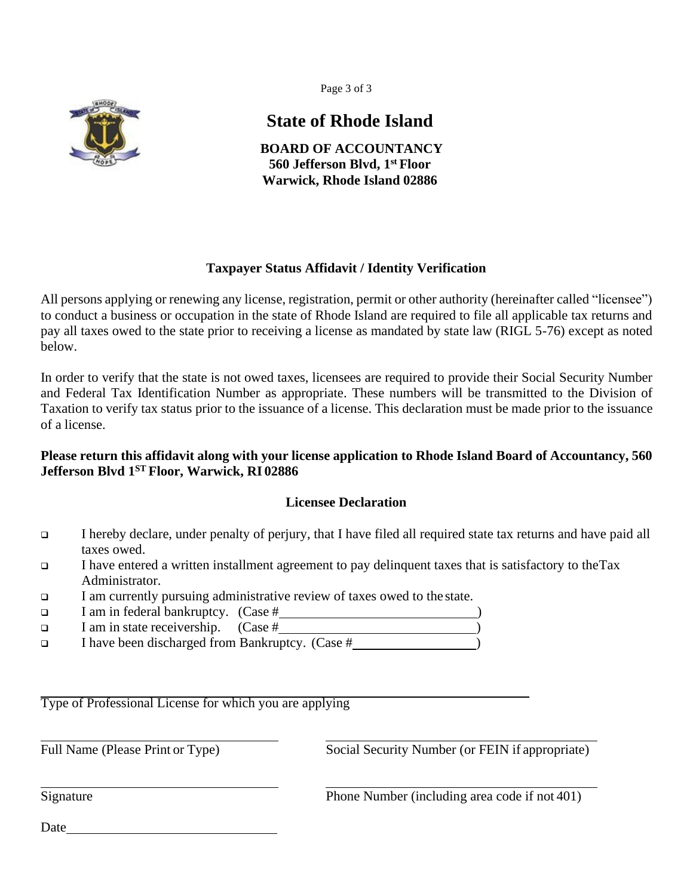# State of Rhode Island

**BOARD OF ACCOUNTANCY**
**560 Jefferson Blvd, 1st Floor**
**Warwick, Rhode Island 02886**

## Taxpayer Status Affidavit / Identity Verification

All persons applying or renewing any license, registration, permit or other authority (hereinafter called "licensee") to conduct a business or occupation in the state of Rhode Island are required to file all applicable tax returns and pay all taxes owed to the state prior to receiving a license as mandated by state law (RIGL 5-76) except as noted below.

In order to verify that the state is not owed taxes, licensees are required to provide their Social Security Number and Federal Tax Identification Number as appropriate. These numbers will be transmitted to the Division of Taxation to verify tax status prior to the issuance of a license. This declaration must be made prior to the issuance of a license.

**Please return this affidavit along with your license application to Rhode Island Board of Accountancy, 560 Jefferson Blvd 1ST Floor, Warwick, RI 02886**

### Licensee Declaration

- ☐ I hereby declare, under penalty of perjury, that I have filed all required state tax returns and have paid all taxes owed.
- ☐ I have entered a written installment agreement to pay delinquent taxes that is satisfactory to theTax Administrator.
- ☐ I am currently pursuing administrative review of taxes owed to the state.
- ☐ I am in federal bankruptcy. (Case #\_\_\_\_\_\_\_\_\_\_\_\_\_\_\_\_\_\_\_\_\_\_\_\_)
- ☐ I am in state receivership. (Case #\_\_\_\_\_\_\_\_\_\_\_\_\_\_\_\_\_\_\_\_\_\_\_\_)
- ☐ I have been discharged from Bankruptcy. (Case #\_\_\_\_\_\_\_\_\_\_\_\_\_\_\_\_)

\_\_\_\_\_\_\_\_\_\_\_\_\_\_\_\_\_\_\_\_\_\_\_\_\_\_\_\_\_\_\_\_\_\_\_\_\_\_\_\_\_\_\_\_\_\_\_\_\_\_\_\_\_\_
Type of Professional License for which you are applying

| | |
|---|---|
| \_\_\_\_\_\_\_\_\_\_\_\_\_\_\_\_\_\_\_\_\_\_\_\_\_\_\_\_<br>Full Name (Please Print or Type) | \_\_\_\_\_\_\_\_\_\_\_\_\_\_\_\_\_\_\_\_\_\_\_\_\_\_\_\_<br>Social Security Number (or FEIN if appropriate) |
| \_\_\_\_\_\_\_\_\_\_\_\_\_\_\_\_\_\_\_\_\_\_\_\_\_\_\_\_<br>Signature | \_\_\_\_\_\_\_\_\_\_\_\_\_\_\_\_\_\_\_\_\_\_\_\_\_\_\_\_<br>Phone Number (including area code if not 401) |

Date\_\_\_\_\_\_\_\_\_\_\_\_\_\_\_\_\_\_\_\_\_\_\_\_